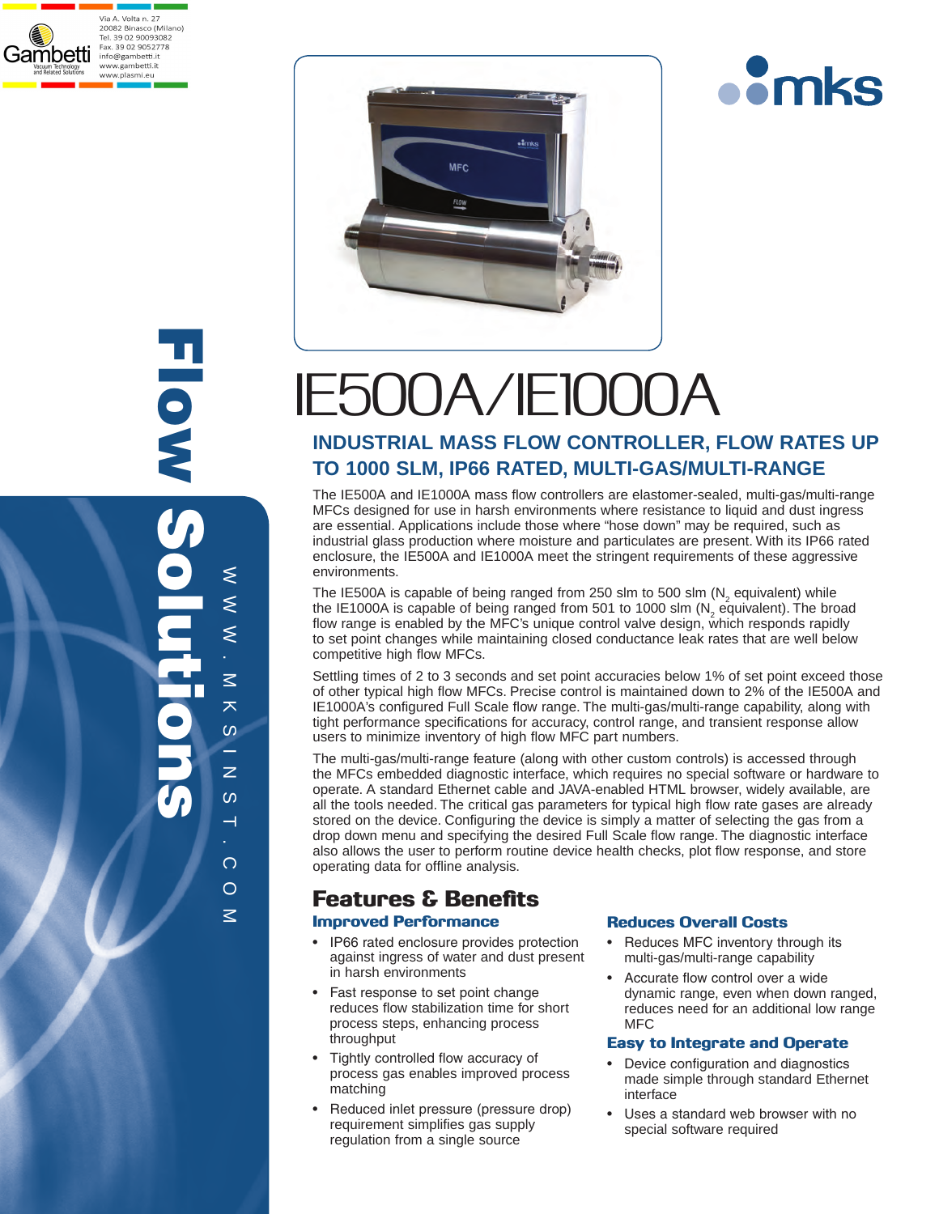Via A. Volta n. 27
20082 Binasco (Milano)
Tel. 39 02 90093082
Fax. 39 02 9052778
info@gambetti.it
www.gambetti.it
www.plasmi.eu

Gambetti Vacuum Technology and Related Solutions

mks

Flow Solutions

WWW.MKSINST.COM

# IE500A/IE1000A

## INDUSTRIAL MASS FLOW CONTROLLER, FLOW RATES UP TO 1000 SLM, IP66 RATED, MULTI-GAS/MULTI-RANGE

The IE500A and IE1000A mass flow controllers are elastomer-sealed, multi-gas/multi-range MFCs designed for use in harsh environments where resistance to liquid and dust ingress are essential. Applications include those where "hose down" may be required, such as industrial glass production where moisture and particulates are present. With its IP66 rated enclosure, the IE500A and IE1000A meet the stringent requirements of these aggressive environments.

The IE500A is capable of being ranged from 250 slm to 500 slm ($N_2$ equivalent) while the IE1000A is capable of being ranged from 501 to 1000 slm ($N_2$ equivalent). The broad flow range is enabled by the MFC's unique control valve design, which responds rapidly to set point changes while maintaining closed conductance leak rates that are well below competitive high flow MFCs.

Settling times of 2 to 3 seconds and set point accuracies below 1% of set point exceed those of other typical high flow MFCs. Precise control is maintained down to 2% of the IE500A and IE1000A's configured Full Scale flow range. The multi-gas/multi-range capability, along with tight performance specifications for accuracy, control range, and transient response allow users to minimize inventory of high flow MFC part numbers.

The multi-gas/multi-range feature (along with other custom controls) is accessed through the MFCs embedded diagnostic interface, which requires no special software or hardware to operate. A standard Ethernet cable and JAVA-enabled HTML browser, widely available, are all the tools needed. The critical gas parameters for typical high flow rate gases are already stored on the device. Configuring the device is simply a matter of selecting the gas from a drop down menu and specifying the desired Full Scale flow range. The diagnostic interface also allows the user to perform routine device health checks, plot flow response, and store operating data for offline analysis.

## Features & Benefits

### Improved Performance

- IP66 rated enclosure provides protection against ingress of water and dust present in harsh environments
- Fast response to set point change reduces flow stabilization time for short process steps, enhancing process throughput
- Tightly controlled flow accuracy of process gas enables improved process matching
- Reduced inlet pressure (pressure drop) requirement simplifies gas supply regulation from a single source

### Reduces Overall Costs

- Reduces MFC inventory through its multi-gas/multi-range capability
- Accurate flow control over a wide dynamic range, even when down ranged, reduces need for an additional low range MFC

### Easy to Integrate and Operate

- Device configuration and diagnostics made simple through standard Ethernet interface
- Uses a standard web browser with no special software required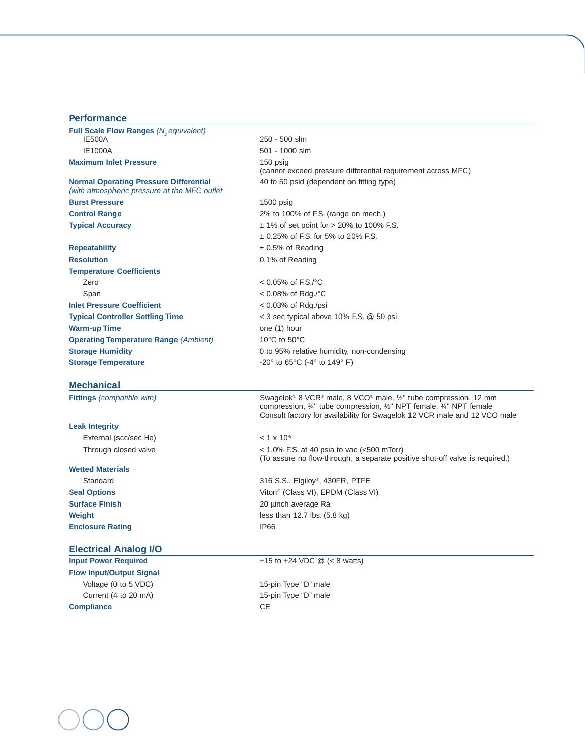## Performance

| | |
|---|---|
| **Full Scale Flow Ranges** *($N_2$ equivalent)* | |
| IE500A | 250 - 500 slm |
| IE1000A | 501 - 1000 slm |
| **Maximum Inlet Pressure** | 150 psig<br>(cannot exceed pressure differential requirement across MFC) |
| **Normal Operating Pressure Differential**<br>*(with atmospheric pressure at the MFC outlet* | 40 to 50 psid (dependent on fitting type) |
| **Burst Pressure** | 1500 psig |
| **Control Range** | 2% to 100% of F.S. (range on mech.) |
| **Typical Accuracy** | ± 1% of set point for > 20% to 100% F.S.<br>± 0.25% of F.S. for 5% to 20% F.S. |
| **Repeatability** | ± 0.5% of Reading |
| **Resolution** | 0.1% of Reading |
| **Temperature Coefficients** | |
| Zero | < 0.05% of F.S./°C |
| Span | < 0.08% of Rdg./°C |
| **Inlet Pressure Coefficient** | < 0.03% of Rdg./psi |
| **Typical Controller Settling Time** | < 3 sec typical above 10% F.S. @ 50 psi |
| **Warm-up Time** | one (1) hour |
| **Operating Temperature Range** *(Ambient)* | 10°C to 50°C |
| **Storage Humidity** | 0 to 95% relative humidity, non-condensing |
| **Storage Temperature** | -20° to 65°C (-4° to 149° F) |

## Mechanical

| | |
|---|---|
| **Fittings** *(compatible with)* | Swagelok® 8 VCR® male, 8 VCO® male, ½" tube compression, 12 mm compression, ¾" tube compression, ½" NPT female, ¾" NPT female<br>Consult factory for availability for Swagelok 12 VCR male and 12 VCO male |
| **Leak Integrity** | |
| External (scc/sec He) | < 1 x $10^{-9}$ |
| Through closed valve | < 1.0% F.S. at 40 psia to vac (<500 mTorr)<br>(To assure no flow-through, a separate positive shut-off valve is required.) |
| **Wetted Materials** | |
| Standard | 316 S.S., Elgiloy®, 430FR, PTFE |
| **Seal Options** | Viton® (Class VI), EPDM (Class VI) |
| **Surface Finish** | 20 µinch average Ra |
| **Weight** | less than 12.7 lbs. (5.8 kg) |
| **Enclosure Rating** | IP66 |

## Electrical Analog I/O

| | |
|---|---|
| **Input Power Required** | +15 to +24 VDC @ (< 8 watts) |
| **Flow Input/Output Signal** | |
| Voltage (0 to 5 VDC) | 15-pin Type “D” male |
| Current (4 to 20 mA) | 15-pin Type “D” male |
| **Compliance** | CE |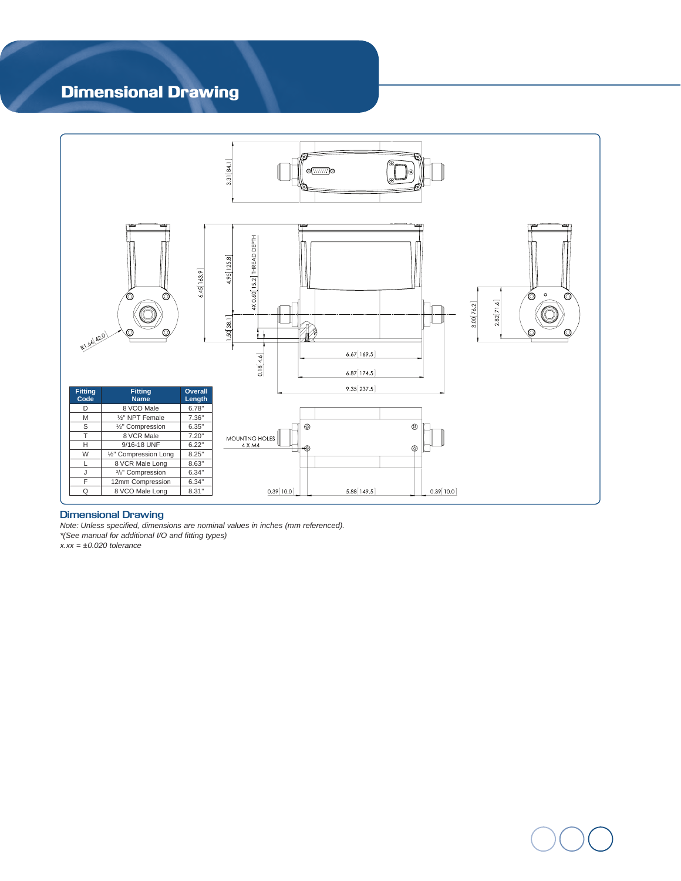# Dimensional Drawing

| Fitting Code | Fitting Name | Overall Length |
|---|---|---|
| D | 8 VCO Male | 6.78" |
| M | ½" NPT Female | 7.36" |
| S | ½" Compression | 6.35" |
| T | 8 VCR Male | 7.20" |
| H | 9/16-18 UNF | 6.22" |
| W | ½" Compression Long | 8.25" |
| L | 8 VCR Male Long | 8.63" |
| J | 3/8" Compression | 6.34" |
| F | 12mm Compression | 6.34" |
| Q | 8 VCO Male Long | 8.31" |

## Dimensional Drawing

*Note: Unless specified, dimensions are nominal values in inches (mm referenced).*

*\*(See manual for additional I/O and fitting types)*

*x.xx = ±0.020 tolerance*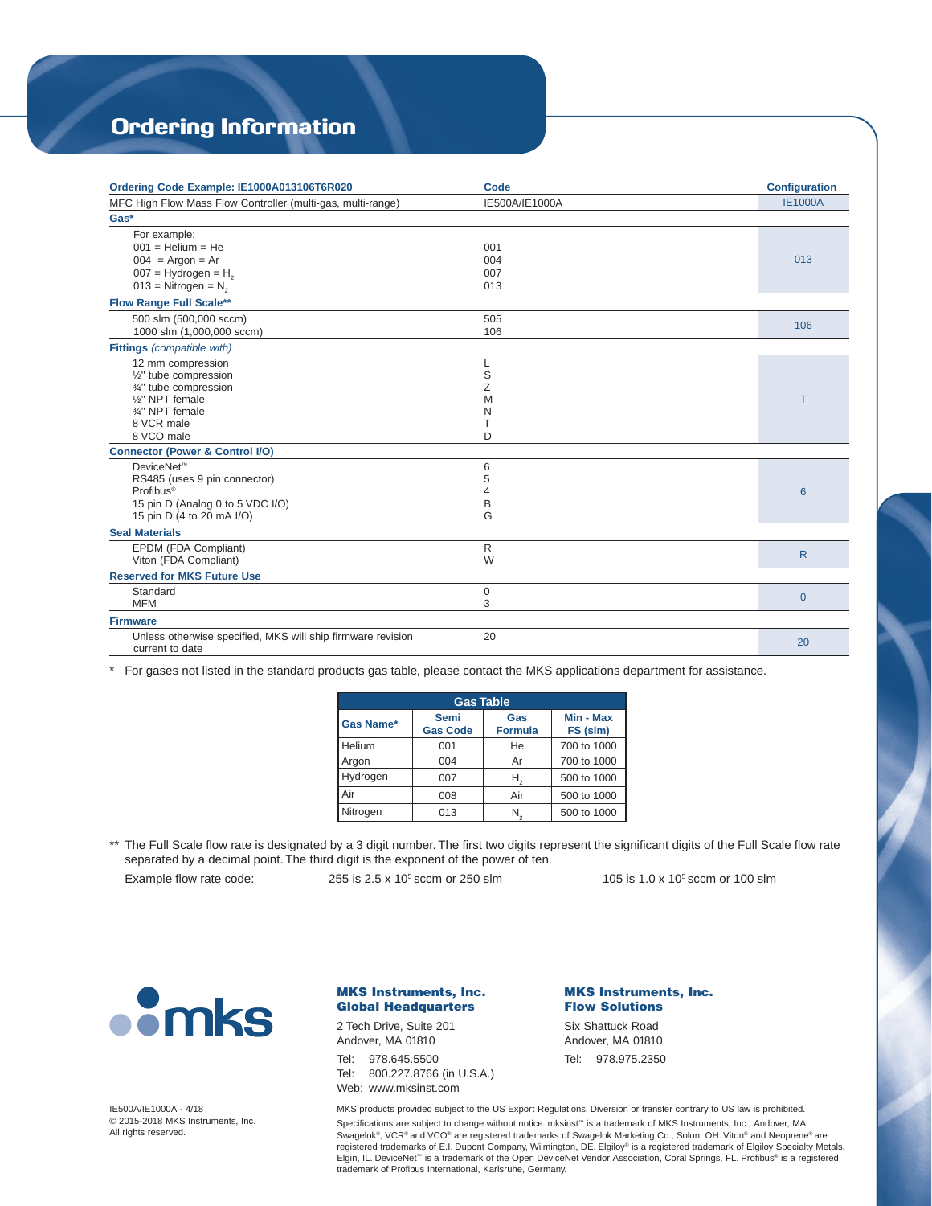# Ordering Information

| Ordering Code Example: IE1000A013106T6R020 | Code | Configuration |
|---|---|---|
| MFC High Flow Mass Flow Controller (multi-gas, multi-range) | IE500A/IE1000A | IE1000A |
| **Gas*** | | |
| For example:<br>001 = Helium = He<br>004 = Argon = Ar<br>007 = Hydrogen = $H_2$<br>013 = Nitrogen = $N_2$ | <br>001<br>004<br>007<br>013 | 013 |
| **Flow Range Full Scale**** | | |
| 500 slm (500,000 sccm)<br>1000 slm (1,000,000 sccm) | 505<br>106 | 106 |
| **Fittings** *(compatible with)* | | |
| 12 mm compression<br>½" tube compression<br>¾" tube compression<br>½" NPT female<br>¾" NPT female<br>8 VCR male<br>8 VCO male | L<br>S<br>Z<br>M<br>N<br>T<br>D | T |
| **Connector (Power & Control I/O)** | | |
| DeviceNet™<br>RS485 (uses 9 pin connector)<br>Profibus®<br>15 pin D (Analog 0 to 5 VDC I/O)<br>15 pin D (4 to 20 mA I/O) | 6<br>5<br>4<br>B<br>G | 6 |
| **Seal Materials** | | |
| EPDM (FDA Compliant)<br>Viton (FDA Compliant) | R<br>W | R |
| **Reserved for MKS Future Use** | | |
| Standard<br>MFM | 0<br>3 | 0 |
| **Firmware** | | |
| Unless otherwise specified, MKS will ship firmware revision current to date | 20 | 20 |

\* For gases not listed in the standard products gas table, please contact the MKS applications department for assistance.

| Gas Table | | | |
|---|---|---|---|
| Gas Name* | Semi Gas Code | Gas Formula | Min - Max FS (slm) |
| Helium | 001 | He | 700 to 1000 |
| Argon | 004 | Ar | 700 to 1000 |
| Hydrogen | 007 | $H_2$ | 500 to 1000 |
| Air | 008 | Air | 500 to 1000 |
| Nitrogen | 013 | $N_2$ | 500 to 1000 |

** The Full Scale flow rate is designated by a 3 digit number. The first two digits represent the significant digits of the Full Scale flow rate separated by a decimal point. The third digit is the exponent of the power of ten.

Example flow rate code: 255 is $2.5 \times 10^5$ sccm or 250 slm 105 is $1.0 \times 10^5$ sccm or 100 slm

mks

**MKS Instruments, Inc.**
**Global Headquarters**

2 Tech Drive, Suite 201
Andover, MA 01810

Tel: 978.645.5500
Tel: 800.227.8766 (in U.S.A.)
Web: www.mksinst.com

**MKS Instruments, Inc.**
**Flow Solutions**

Six Shattuck Road
Andover, MA 01810

Tel: 978.975.2350

IE500A/IE1000A - 4/18
© 2015-2018 MKS Instruments, Inc.
All rights reserved.

MKS products provided subject to the US Export Regulations. Diversion or transfer contrary to US law is prohibited.

Specifications are subject to change without notice. mksinst™ is a trademark of MKS Instruments, Inc., Andover, MA. Swagelok®, VCR® and VCO® are registered trademarks of Swagelok Marketing Co., Solon, OH. Viton® and Neoprene® are registered trademarks of E.I. Dupont Company, Wilmington, DE. Elgiloy® is a registered trademark of Elgiloy Specialty Metals, Elgin, IL. DeviceNet™ is a trademark of the Open DeviceNet Vendor Association, Coral Springs, FL. Profibus® is a registered trademark of Profibus International, Karlsruhe, Germany.